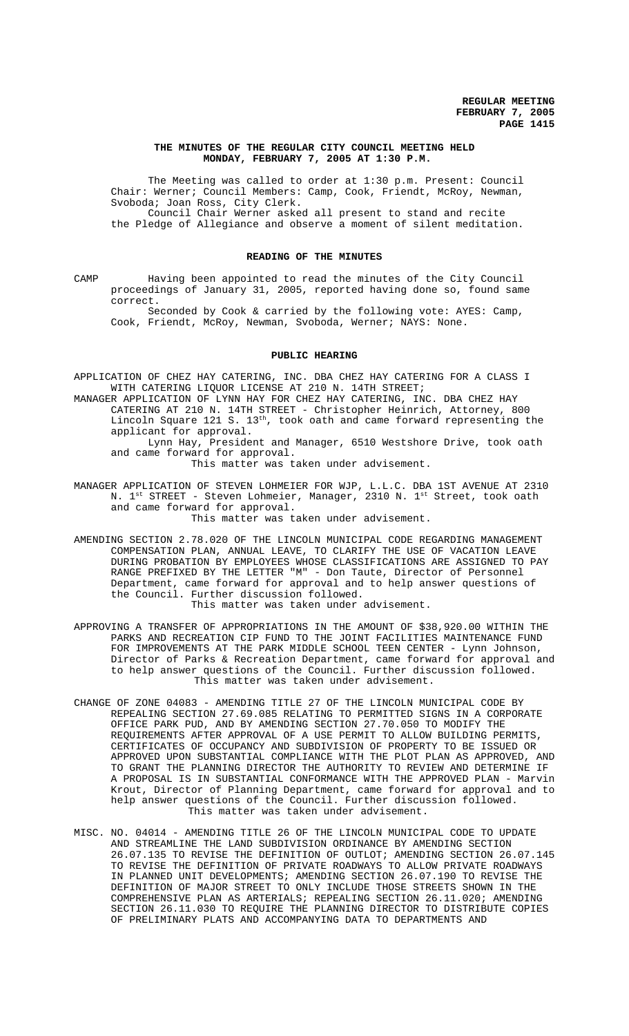# THE MINUTES OF THE REGULAR CITY COUNCIL MEETING HELD MONDAY, FEBRUARY 7, 2005 AT 1:30 P.M.

The Meeting was called to order at 1:30 p.m. Present: Council Chair: Werner; Council Members: Camp, Cook, Friendt, McRoy, Newman, Svoboda; Joan Ross, City Clerk.

Council Chair Werner asked all present to stand and recite the Pledge of Allegiance and observe a moment of silent meditation.

## READING OF THE MINUTES

CAMP Having been appointed to read the minutes of the City Council proceedings of January 31, 2005, reported having done so, found same correct.

Seconded by Cook & carried by the following vote: AYES: Camp, Cook, Friendt, McRoy, Newman, Svoboda, Werner; NAYS: None.

## PUBLIC HEARING

APPLICATION OF CHEZ HAY CATERING, INC. DBA CHEZ HAY CATERING FOR A CLASS I WITH CATERING LIQUOR LICENSE AT 210 N. 14TH STREET;

MANAGER APPLICATION OF LYNN HAY FOR CHEZ HAY CATERING, INC. DBA CHEZ HAY CATERING AT 210 N. 14TH STREET - Christopher Heinrich, Attorney, 800 Lincoln Square 121 S. 13th, took oath and came forward representing the applicant for approval.

Lynn Hay, President and Manager, 6510 Westshore Drive, took oath and came forward for approval.

This matter was taken under advisement.

MANAGER APPLICATION OF STEVEN LOHMEIER FOR WJP, L.L.C. DBA 1ST AVENUE AT 2310 N. 1st STREET - Steven Lohmeier, Manager, 2310 N. 1st Street, took oath and came forward for approval.

This matter was taken under advisement.

AMENDING SECTION 2.78.020 OF THE LINCOLN MUNICIPAL CODE REGARDING MANAGEMENT COMPENSATION PLAN, ANNUAL LEAVE, TO CLARIFY THE USE OF VACATION LEAVE DURING PROBATION BY EMPLOYEES WHOSE CLASSIFICATIONS ARE ASSIGNED TO PAY RANGE PREFIXED BY THE LETTER "M" - Don Taute, Director of Personnel Department, came forward for approval and to help answer questions of the Council. Further discussion followed.

This matter was taken under advisement.

APPROVING A TRANSFER OF APPROPRIATIONS IN THE AMOUNT OF $38,920.00 WITHIN THE PARKS AND RECREATION CIP FUND TO THE JOINT FACILITIES MAINTENANCE FUND FOR IMPROVEMENTS AT THE PARK MIDDLE SCHOOL TEEN CENTER - Lynn Johnson, Director of Parks & Recreation Department, came forward for approval and to help answer questions of the Council. Further discussion followed.

This matter was taken under advisement.

CHANGE OF ZONE 04083 - AMENDING TITLE 27 OF THE LINCOLN MUNICIPAL CODE BY REPEALING SECTION 27.69.085 RELATING TO PERMITTED SIGNS IN A CORPORATE OFFICE PARK PUD, AND BY AMENDING SECTION 27.70.050 TO MODIFY THE REQUIREMENTS AFTER APPROVAL OF A USE PERMIT TO ALLOW BUILDING PERMITS, CERTIFICATES OF OCCUPANCY AND SUBDIVISION OF PROPERTY TO BE ISSUED OR APPROVED UPON SUBSTANTIAL COMPLIANCE WITH THE PLOT PLAN AS APPROVED, AND TO GRANT THE PLANNING DIRECTOR THE AUTHORITY TO REVIEW AND DETERMINE IF A PROPOSAL IS IN SUBSTANTIAL CONFORMANCE WITH THE APPROVED PLAN - Marvin Krout, Director of Planning Department, came forward for approval and to help answer questions of the Council. Further discussion followed.

This matter was taken under advisement.

MISC. NO. 04014 - AMENDING TITLE 26 OF THE LINCOLN MUNICIPAL CODE TO UPDATE AND STREAMLINE THE LAND SUBDIVISION ORDINANCE BY AMENDING SECTION 26.07.135 TO REVISE THE DEFINITION OF OUTLOT; AMENDING SECTION 26.07.145 TO REVISE THE DEFINITION OF PRIVATE ROADWAYS TO ALLOW PRIVATE ROADWAYS IN PLANNED UNIT DEVELOPMENTS; AMENDING SECTION 26.07.190 TO REVISE THE DEFINITION OF MAJOR STREET TO ONLY INCLUDE THOSE STREETS SHOWN IN THE COMPREHENSIVE PLAN AS ARTERIALS; REPEALING SECTION 26.11.020; AMENDING SECTION 26.11.030 TO REQUIRE THE PLANNING DIRECTOR TO DISTRIBUTE COPIES OF PRELIMINARY PLATS AND ACCOMPANYING DATA TO DEPARTMENTS AND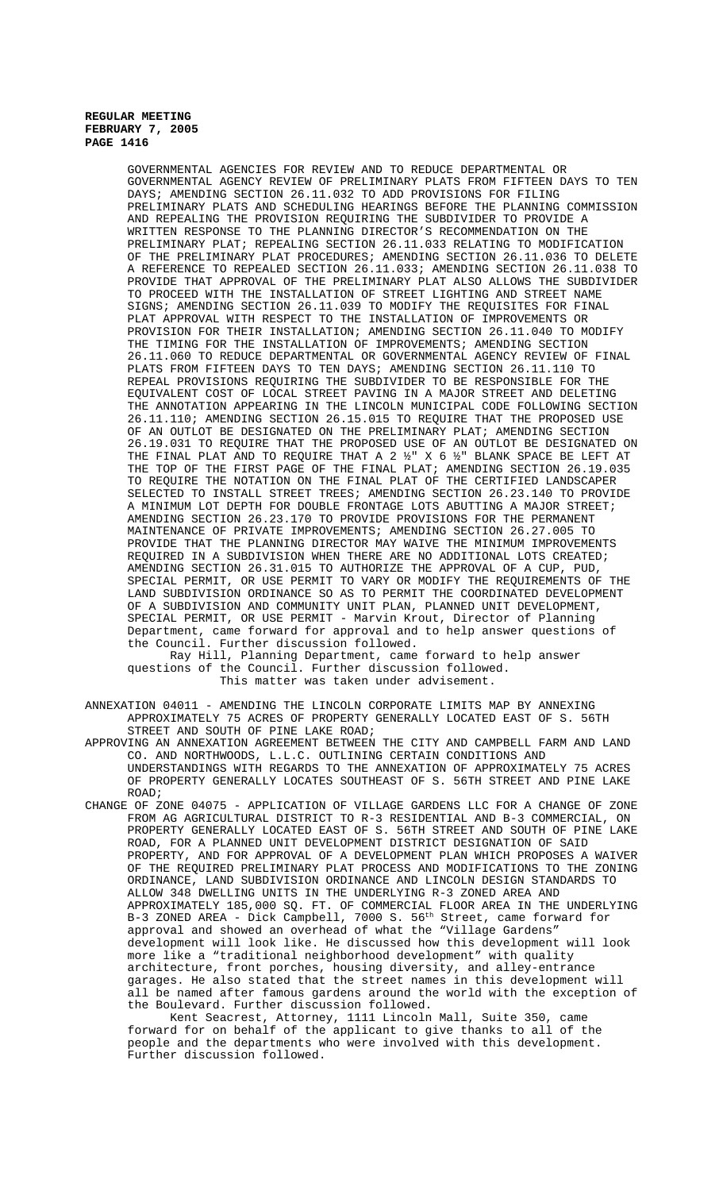GOVERNMENTAL AGENCIES FOR REVIEW AND TO REDUCE DEPARTMENTAL OR GOVERNMENTAL AGENCY REVIEW OF PRELIMINARY PLATS FROM FIFTEEN DAYS TO TEN DAYS; AMENDING SECTION 26.11.032 TO ADD PROVISIONS FOR FILING PRELIMINARY PLATS AND SCHEDULING HEARINGS BEFORE THE PLANNING COMMISSION AND REPEALING THE PROVISION REQUIRING THE SUBDIVIDER TO PROVIDE A WRITTEN RESPONSE TO THE PLANNING DIRECTOR'S RECOMMENDATION ON THE PRELIMINARY PLAT; REPEALING SECTION 26.11.033 RELATING TO MODIFICATION OF THE PRELIMINARY PLAT PROCEDURES; AMENDING SECTION 26.11.036 TO DELETE A REFERENCE TO REPEALED SECTION 26.11.033; AMENDING SECTION 26.11.038 TO PROVIDE THAT APPROVAL OF THE PRELIMINARY PLAT ALSO ALLOWS THE SUBDIVIDER TO PROCEED WITH THE INSTALLATION OF STREET LIGHTING AND STREET NAME SIGNS; AMENDING SECTION 26.11.039 TO MODIFY THE REQUISITES FOR FINAL PLAT APPROVAL WITH RESPECT TO THE INSTALLATION OF IMPROVEMENTS OR PROVISION FOR THEIR INSTALLATION; AMENDING SECTION 26.11.040 TO MODIFY THE TIMING FOR THE INSTALLATION OF IMPROVEMENTS; AMENDING SECTION 26.11.060 TO REDUCE DEPARTMENTAL OR GOVERNMENTAL AGENCY REVIEW OF FINAL PLATS FROM FIFTEEN DAYS TO TEN DAYS; AMENDING SECTION 26.11.110 TO REPEAL PROVISIONS REQUIRING THE SUBDIVIDER TO BE RESPONSIBLE FOR THE EQUIVALENT COST OF LOCAL STREET PAVING IN A MAJOR STREET AND DELETING THE ANNOTATION APPEARING IN THE LINCOLN MUNICIPAL CODE FOLLOWING SECTION 26.11.110; AMENDING SECTION 26.15.015 TO REQUIRE THAT THE PROPOSED USE OF AN OUTLOT BE DESIGNATED ON THE PRELIMINARY PLAT; AMENDING SECTION 26.19.031 TO REQUIRE THAT THE PROPOSED USE OF AN OUTLOT BE DESIGNATED ON THE FINAL PLAT AND TO REQUIRE THAT A 2 ½" X 6 ½" BLANK SPACE BE LEFT AT THE TOP OF THE FIRST PAGE OF THE FINAL PLAT; AMENDING SECTION 26.19.035 TO REQUIRE THE NOTATION ON THE FINAL PLAT OF THE CERTIFIED LANDSCAPER SELECTED TO INSTALL STREET TREES; AMENDING SECTION 26.23.140 TO PROVIDE A MINIMUM LOT DEPTH FOR DOUBLE FRONTAGE LOTS ABUTTING A MAJOR STREET; AMENDING SECTION 26.23.170 TO PROVIDE PROVISIONS FOR THE PERMANENT MAINTENANCE OF PRIVATE IMPROVEMENTS; AMENDING SECTION 26.27.005 TO PROVIDE THAT THE PLANNING DIRECTOR MAY WAIVE THE MINIMUM IMPROVEMENTS REQUIRED IN A SUBDIVISION WHEN THERE ARE NO ADDITIONAL LOTS CREATED; AMENDING SECTION 26.31.015 TO AUTHORIZE THE APPROVAL OF A CUP, PUD, SPECIAL PERMIT, OR USE PERMIT TO VARY OR MODIFY THE REQUIREMENTS OF THE LAND SUBDIVISION ORDINANCE SO AS TO PERMIT THE COORDINATED DEVELOPMENT OF A SUBDIVISION AND COMMUNITY UNIT PLAN, PLANNED UNIT DEVELOPMENT, SPECIAL PERMIT, OR USE PERMIT - Marvin Krout, Director of Planning Department, came forward for approval and to help answer questions of the Council. Further discussion followed.

Ray Hill, Planning Department, came forward to help answer questions of the Council. Further discussion followed.

This matter was taken under advisement.

ANNEXATION 04011 - AMENDING THE LINCOLN CORPORATE LIMITS MAP BY ANNEXING APPROXIMATELY 75 ACRES OF PROPERTY GENERALLY LOCATED EAST OF S. 56TH STREET AND SOUTH OF PINE LAKE ROAD;

APPROVING AN ANNEXATION AGREEMENT BETWEEN THE CITY AND CAMPBELL FARM AND LAND CO. AND NORTHWOODS, L.L.C. OUTLINING CERTAIN CONDITIONS AND UNDERSTANDINGS WITH REGARDS TO THE ANNEXATION OF APPROXIMATELY 75 ACRES OF PROPERTY GENERALLY LOCATES SOUTHEAST OF S. 56TH STREET AND PINE LAKE ROAD;

CHANGE OF ZONE 04075 - APPLICATION OF VILLAGE GARDENS LLC FOR A CHANGE OF ZONE FROM AG AGRICULTURAL DISTRICT TO R-3 RESIDENTIAL AND B-3 COMMERCIAL, ON PROPERTY GENERALLY LOCATED EAST OF S. 56TH STREET AND SOUTH OF PINE LAKE ROAD, FOR A PLANNED UNIT DEVELOPMENT DISTRICT DESIGNATION OF SAID PROPERTY, AND FOR APPROVAL OF A DEVELOPMENT PLAN WHICH PROPOSES A WAIVER OF THE REQUIRED PRELIMINARY PLAT PROCESS AND MODIFICATIONS TO THE ZONING ORDINANCE, LAND SUBDIVIMISION ORDINANCE AND LINCOLN DESIGN STANDARDS TO ALLOW 348 DWELLING UNITS IN THE UNDERLYING R-3 ZONED AREA AND APPROXIMATELY 185,000 SQ. FT. OF COMMERCIAL FLOOR AREA IN THE UNDERLYING B-3 ZONED AREA - Dick Campbell, 7000 S. 56th Street, came forward for approval and showed an overhead of what the "Village Gardens" development will look like. He discussed how this development will look more like a "traditional neighborhood development" with quality architecture, front porches, housing diversity, and alley-entrance garages. He also stated that the street names in this development will all be named after famous gardens around the world with the exception of the Boulevard. Further discussion followed.

Kent Seacrest, Attorney, 1111 Lincoln Mall, Suite 350, came forward for on behalf of the applicant to give thanks to all of the people and the departments who were involved with this development. Further discussion followed.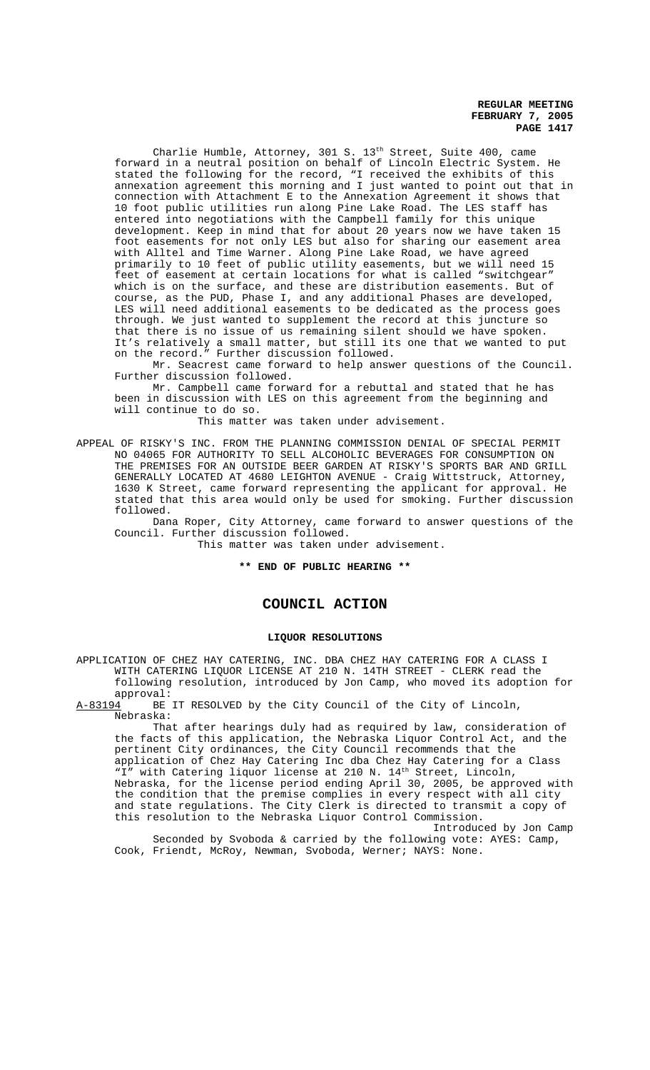Charlie Humble, Attorney, 301 S. 13th Street, Suite 400, came forward in a neutral position on behalf of Lincoln Electric System. He stated the following for the record, "I received the exhibits of this annexation agreement this morning and I just wanted to point out that in connection with Attachment E to the Annexation Agreement it shows that 10 foot public utilities run along Pine Lake Road. The LES staff has entered into negotiations with the Campbell family for this unique development. Keep in mind that for about 20 years now we have taken 15 foot easements for not only LES but also for sharing our easement area with Alltel and Time Warner. Along Pine Lake Road, we have agreed primarily to 10 feet of public utility easements, but we will need 15 feet of easement at certain locations for what is called "switchgear" which is on the surface, and these are distribution easements. But of course, as the PUD, Phase I, and any additional Phases are developed, LES will need additional easements to be dedicated as the process goes through. We just wanted to supplement the record at this juncture so that there is no issue of us remaining silent should we have spoken. It's relatively a small matter, but still its one that we wanted to put on the record." Further discussion followed.

Mr. Seacrest came forward to help answer questions of the Council. Further discussion followed.

Mr. Campbell came forward for a rebuttal and stated that he has been in discussion with LES on this agreement from the beginning and will continue to do so.

This matter was taken under advisement.

APPEAL OF RISKY'S INC. FROM THE PLANNING COMMISSION DENIAL OF SPECIAL PERMIT NO 04065 FOR AUTHORITY TO SELL ALCOHOLIC BEVERAGES FOR CONSUMPTION ON THE PREMISES FOR AN OUTSIDE BEER GARDEN AT RISKY'S SPORTS BAR AND GRILL GENERALLY LOCATED AT 4680 LEIGHTON AVENUE - Craig Wittstruck, Attorney, 1630 K Street, came forward representing the applicant for approval. He stated that this area would only be used for smoking. Further discussion followed.

Dana Roper, City Attorney, came forward to answer questions of the Council. Further discussion followed.

This matter was taken under advisement.

**\*\* END OF PUBLIC HEARING \*\***

## COUNCIL ACTION

### LIQUOR RESOLUTIONS

APPLICATION OF CHEZ HAY CATERING, INC. DBA CHEZ HAY CATERING FOR A CLASS I WITH CATERING LIQUOR LICENSE AT 210 N. 14TH STREET - CLERK read the following resolution, introduced by Jon Camp, who moved its adoption for approval:

A-83194 BE IT RESOLVED by the City Council of the City of Lincoln, Nebraska:

That after hearings duly had as required by law, consideration of the facts of this application, the Nebraska Liquor Control Act, and the pertinent City ordinances, the City Council recommends that the application of Chez Hay Catering Inc dba Chez Hay Catering for a Class "I" with Catering liquor license at 210 N. 14th Street, Lincoln, Nebraska, for the license period ending April 30, 2005, be approved with the condition that the premise complies in every respect with all city and state regulations. The City Clerk is directed to transmit a copy of this resolution to the Nebraska Liquor Control Commission.

Introduced by Jon Camp

Seconded by Svoboda & carried by the following vote: AYES: Camp, Cook, Friendt, McRoy, Newman, Svoboda, Werner; NAYS: None.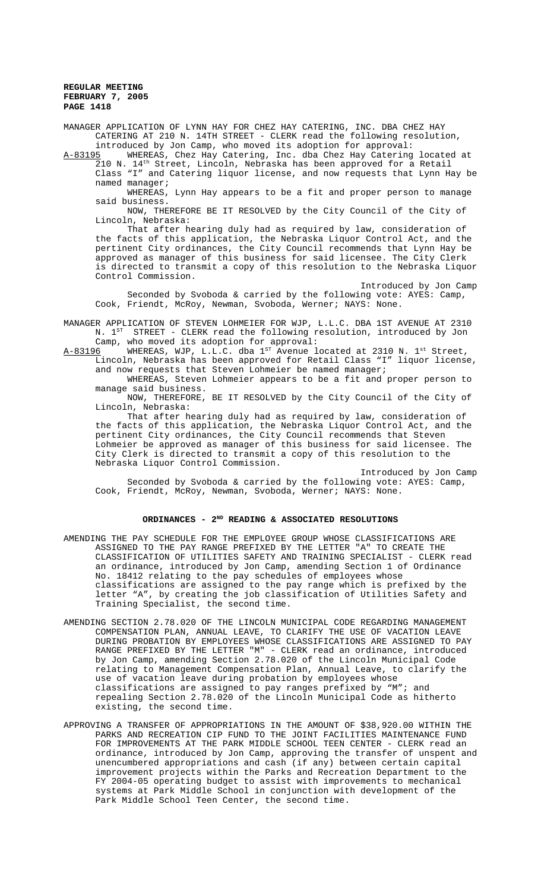MANAGER APPLICATION OF LYNN HAY FOR CHEZ HAY CATERING, INC. DBA CHEZ HAY CATERING AT 210 N. 14TH STREET - CLERK read the following resolution, introduced by Jon Camp, who moved its adoption for approval:

A-83195 WHEREAS, Chez Hay Catering, Inc. dba Chez Hay Catering located at 210 N. 14th Street, Lincoln, Nebraska has been approved for a Retail Class "I" and Catering liquor license, and now requests that Lynn Hay be named manager;

WHEREAS, Lynn Hay appears to be a fit and proper person to manage said business.

NOW, THEREFORE BE IT RESOLVED by the City Council of the City of Lincoln, Nebraska:

That after hearing duly had as required by law, consideration of the facts of this application, the Nebraska Liquor Control Act, and the pertinent City ordinances, the City Council recommends that Lynn Hay be approved as manager of this business for said licensee. The City Clerk is directed to transmit a copy of this resolution to the Nebraska Liquor Control Commission.

Introduced by Jon Camp

Seconded by Svoboda & carried by the following vote: AYES: Camp, Cook, Friendt, McRoy, Newman, Svoboda, Werner; NAYS: None.

MANAGER APPLICATION OF STEVEN LOHMEIER FOR WJP, L.L.C. DBA 1ST AVENUE AT 2310 N. 1ST STREET - CLERK read the following resolution, introduced by Jon Camp, who moved its adoption for approval:

A-83196 WHEREAS, WJP, L.L.C. dba 1ST Avenue located at 2310 N. 1st Street, Lincoln, Nebraska has been approved for Retail Class "I" liquor license, and now requests that Steven Lohmeier be named manager;

WHEREAS, Steven Lohmeier appears to be a fit and proper person to manage said business.

NOW, THEREFORE, BE IT RESOLVED by the City Council of the City of Lincoln, Nebraska:

That after hearing duly had as required by law, consideration of the facts of this application, the Nebraska Liquor Control Act, and the pertinent City ordinances, the City Council recommends that Steven Lohmeier be approved as manager of this business for said licensee. The City Clerk is directed to transmit a copy of this resolution to the Nebraska Liquor Control Commission.

Introduced by Jon Camp

Seconded by Svoboda & carried by the following vote: AYES: Camp, Cook, Friendt, McRoy, Newman, Svoboda, Werner; NAYS: None.

## ORDINANCES - 2ND READING & ASSOCIATED RESOLUTIONS

AMENDING THE PAY SCHEDULE FOR THE EMPLOYEE GROUP WHOSE CLASSIFICATIONS ARE ASSIGNED TO THE PAY RANGE PREFIXED BY THE LETTER "A" TO CREATE THE CLASSIFICATION OF UTILITIES SAFETY AND TRAINING SPECIALIST - CLERK read an ordinance, introduced by Jon Camp, amending Section 1 of Ordinance No. 18412 relating to the pay schedules of employees whose classifications are assigned to the pay range which is prefixed by the letter "A", by creating the job classification of Utilities Safety and Training Specialist, the second time.

AMENDING SECTION 2.78.020 OF THE LINCOLN MUNICIPAL CODE REGARDING MANAGEMENT COMPENSATION PLAN, ANNUAL LEAVE, TO CLARIFY THE USE OF VACATION LEAVE DURING PROBATION BY EMPLOYEES WHOSE CLASSIFICATIONS ARE ASSIGNED TO PAY RANGE PREFIXED BY THE LETTER "M" - CLERK read an ordinance, introduced by Jon Camp, amending Section 2.78.020 of the Lincoln Municipal Code relating to Management Compensation Plan, Annual Leave, to clarify the use of vacation leave during probation by employees whose classifications are assigned to pay ranges prefixed by "M"; and repealing Section 2.78.020 of the Lincoln Municipal Code as hitherto existing, the second time.

APPROVING A TRANSFER OF APPROPRIATIONS IN THE AMOUNT OF $38,920.00 WITHIN THE PARKS AND RECREATION CIP FUND TO THE JOINT FACILITIES MAINTENANCE FUND FOR IMPROVEMENTS AT THE PARK MIDDLE SCHOOL TEEN CENTER - CLERK read an ordinance, introduced by Jon Camp, approving the transfer of unspent and unencumbered appropriations and cash (if any) between certain capital improvement projects within the Parks and Recreation Department to the FY 2004-05 operating budget to assist with improvements to mechanical systems at Park Middle School in conjunction with development of the Park Middle School Teen Center, the second time.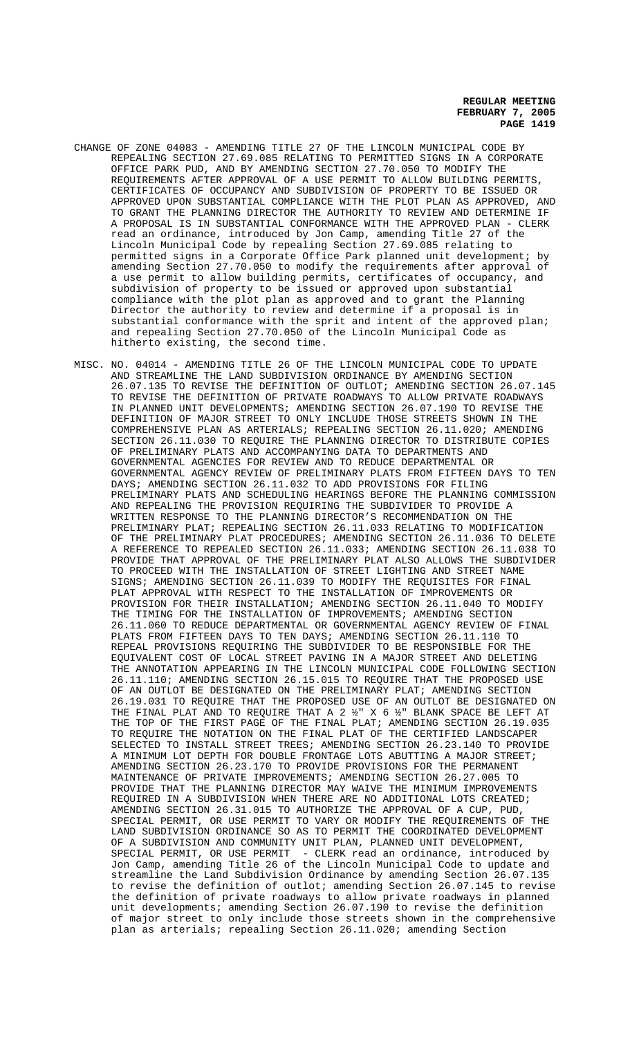CHANGE OF ZONE 04083 - AMENDING TITLE 27 OF THE LINCOLN MUNICIPAL CODE BY REPEALING SECTION 27.69.085 RELATING TO PERMITTED SIGNS IN A CORPORATE OFFICE PARK PUD, AND BY AMENDING SECTION 27.70.050 TO MODIFY THE REQUIREMENTS AFTER APPROVAL OF A USE PERMIT TO ALLOW BUILDING PERMITS, CERTIFICATES OF OCCUPANCY AND SUBDIVISION OF PROPERTY TO BE ISSUED OR APPROVED UPON SUBSTANTIAL COMPLIANCE WITH THE PLOT PLAN AS APPROVED, AND TO GRANT THE PLANNING DIRECTOR THE AUTHORITY TO REVIEW AND DETERMINE IF A PROPOSAL IS IN SUBSTANTIAL CONFORMANCE WITH THE APPROVED PLAN - CLERK read an ordinance, introduced by Jon Camp, amending Title 27 of the Lincoln Municipal Code by repealing Section 27.69.085 relating to permitted signs in a Corporate Office Park planned unit development; by amending Section 27.70.050 to modify the requirements after approval of a use permit to allow building permits, certificates of occupancy, and subdivision of property to be issued or approved upon substantial compliance with the plot plan as approved and to grant the Planning Director the authority to review and determine if a proposal is in substantial conformance with the sprit and intent of the approved plan; and repealing Section 27.70.050 of the Lincoln Municipal Code as hitherto existing, the second time.

MISC. NO. 04014 - AMENDING TITLE 26 OF THE LINCOLN MUNICIPAL CODE TO UPDATE AND STREAMLINE THE LAND SUBDIVISION ORDINANCE BY AMENDING SECTION 26.07.135 TO REVISE THE DEFINITION OF OUTLOT; AMENDING SECTION 26.07.145 TO REVISE THE DEFINITION OF PRIVATE ROADWAYS TO ALLOW PRIVATE ROADWAYS IN PLANNED UNIT DEVELOPMENTS; AMENDING SECTION 26.07.190 TO REVISE THE DEFINITION OF MAJOR STREET TO ONLY INCLUDE THOSE STREETS SHOWN IN THE COMPREHENSIVE PLAN AS ARTERIALS; REPEALING SECTION 26.11.020; AMENDING SECTION 26.11.030 TO REQUIRE THE PLANNING DIRECTOR TO DISTRIBUTE COPIES OF PRELIMINARY PLATS AND ACCOMPANYING DATA TO DEPARTMENTS AND GOVERNMENTAL AGENCIES FOR REVIEW AND TO REDUCE DEPARTMENTAL OR GOVERNMENTAL AGENCY REVIEW OF PRELIMINARY PLATS FROM FIFTEEN DAYS TO TEN DAYS; AMENDING SECTION 26.11.032 TO ADD PROVISIONS FOR FILING PRELIMINARY PLATS AND SCHEDULING HEARINGS BEFORE THE PLANNING COMMISSION AND REPEALING THE PROVISION REQUIRING THE SUBDIVIDER TO PROVIDE A WRITTEN RESPONSE TO THE PLANNING DIRECTOR'S RECOMMENDATION ON THE PRELIMINARY PLAT; REPEALING SECTION 26.11.033 RELATING TO MODIFICATION OF THE PRELIMINARY PLAT PROCEDURES; AMENDING SECTION 26.11.036 TO DELETE A REFERENCE TO REPEALED SECTION 26.11.033; AMENDING SECTION 26.11.038 TO PROVIDE THAT APPROVAL OF THE PRELIMINARY PLAT ALSO ALLOWS THE SUBDIVIDER TO PROCEED WITH THE INSTALLATION OF STREET LIGHTING AND STREET NAME SIGNS; AMENDING SECTION 26.11.039 TO MODIFY THE REQUISITES FOR FINAL PLAT APPROVAL WITH RESPECT TO THE INSTALLATION OF IMPROVEMENTS OR PROVISION FOR THEIR INSTALLATION; AMENDING SECTION 26.11.040 TO MODIFY THE TIMING FOR THE INSTALLATION OF IMPROVEMENTS; AMENDING SECTION 26.11.060 TO REDUCE DEPARTMENTAL OR GOVERNMENTAL AGENCY REVIEW OF FINAL PLATS FROM FIFTEEN DAYS TO TEN DAYS; AMENDING SECTION 26.11.110 TO REPEAL PROVISIONS REQUIRING THE SUBDIVIDER TO BE RESPONSIBLE FOR THE EQUIVALENT COST OF LOCAL STREET PAVING IN A MAJOR STREET AND DELETING THE ANNOTATION APPEARING IN THE LINCOLN MUNICIPAL CODE FOLLOWING SECTION 26.11.110; AMENDING SECTION 26.15.015 TO REQUIRE THAT THE PROPOSED USE OF AN OUTLOT BE DESIGNATED ON THE PRELIMINARY PLAT; AMENDING SECTION 26.19.031 TO REQUIRE THAT THE PROPOSED USE OF AN OUTLOT BE DESIGNATED ON THE FINAL PLAT AND TO REQUIRE THAT A 2 ½" X 6 ½" BLANK SPACE BE LEFT AT THE TOP OF THE FIRST PAGE OF THE FINAL PLAT; AMENDING SECTION 26.19.035 TO REQUIRE THE NOTATION ON THE FINAL PLAT OF THE CERTIFIED LANDSCAPER SELECTED TO INSTALL STREET TREES; AMENDING SECTION 26.23.140 TO PROVIDE A MINIMUM LOT DEPTH FOR DOUBLE FRONTAGE LOTS ABUTTING A MAJOR STREET; AMENDING SECTION 26.23.170 TO PROVIDE PROVISIONS FOR THE PERMANENT MAINTENANCE OF PRIVATE IMPROVEMENTS; AMENDING SECTION 26.27.005 TO PROVIDE THAT THE PLANNING DIRECTOR MAY WAIVE THE MINIMUM IMPROVEMENTS REQUIRED IN A SUBDIVISION WHEN THERE ARE NO ADDITIONAL LOTS CREATED; AMENDING SECTION 26.31.015 TO AUTHORIZE THE APPROVAL OF A CUP, PUD, SPECIAL PERMIT, OR USE PERMIT TO VARY OR MODIFY THE REQUIREMENTS OF THE LAND SUBDIVISION ORDINANCE SO AS TO PERMIT THE COORDINATED DEVELOPMENT OF A SUBDIVISION AND COMMUNITY UNIT PLAN, PLANNED UNIT DEVELOPMENT, SPECIAL PERMIT, OR USE PERMIT - CLERK read an ordinance, introduced by Jon Camp, amending Title 26 of the Lincoln Municipal Code to update and streamline the Land Subdivision Ordinance by amending Section 26.07.135 to revise the definition of outlot; amending Section 26.07.145 to revise the definition of private roadways to allow private roadways in planned unit developments; amending Section 26.07.190 to revise the definition of major street to only include those streets shown in the comprehensive plan as arterials; repealing Section 26.11.020; amending Section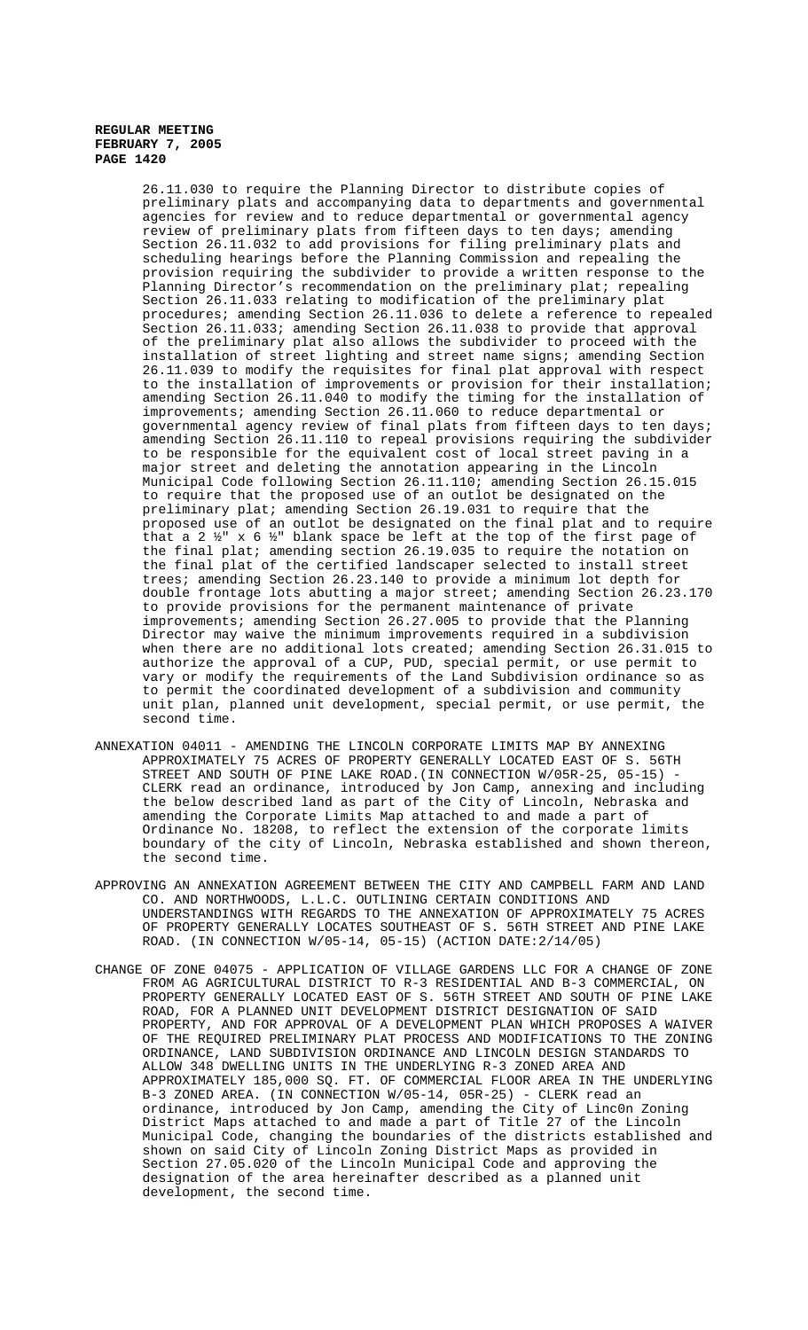26.11.030 to require the Planning Director to distribute copies of preliminary plats and accompanying data to departments and governmental agencies for review and to reduce departmental or governmental agency review of preliminary plats from fifteen days to ten days; amending Section 26.11.032 to add provisions for filing preliminary plats and scheduling hearings before the Planning Commission and repealing the provision requiring the subdivider to provide a written response to the Planning Director's recommendation on the preliminary plat; repealing Section 26.11.033 relating to modification of the preliminary plat procedures; amending Section 26.11.036 to delete a reference to repealed Section 26.11.033; amending Section 26.11.038 to provide that approval of the preliminary plat also allows the subdivider to proceed with the installation of street lighting and street name signs; amending Section 26.11.039 to modify the requisites for final plat approval with respect to the installation of improvements or provision for their installation; amending Section 26.11.040 to modify the timing for the installation of improvements; amending Section 26.11.060 to reduce departmental or governmental agency review of final plats from fifteen days to ten days; amending Section 26.11.110 to repeal provisions requiring the subdivider to be responsible for the equivalent cost of local street paving in a major street and deleting the annotation appearing in the Lincoln Municipal Code following Section 26.11.110; amending Section 26.15.015 to require that the proposed use of an outlot be designated on the preliminary plat; amending Section 26.19.031 to require that the proposed use of an outlot be designated on the final plat and to require that a 2 ½" x 6 ½" blank space be left at the top of the first page of the final plat; amending section 26.19.035 to require the notation on the final plat of the certified landscaper selected to install street trees; amending Section 26.23.140 to provide a minimum lot depth for double frontage lots abutting a major street; amending Section 26.23.170 to provide provisions for the permanent maintenance of private improvements; amending Section 26.27.005 to provide that the Planning Director may waive the minimum improvements required in a subdivision when there are no additional lots created; amending Section 26.31.015 to authorize the approval of a CUP, PUD, special permit, or use permit to vary or modify the requirements of the Land Subdivision ordinance so as to permit the coordinated development of a subdivision and community unit plan, planned unit development, special permit, or use permit, the second time.

ANNEXATION 04011 - AMENDING THE LINCOLN CORPORATE LIMITS MAP BY ANNEXING APPROXIMATELY 75 ACRES OF PROPERTY GENERALLY LOCATED EAST OF S. 56TH STREET AND SOUTH OF PINE LAKE ROAD.(IN CONNECTION W/05R-25, 05-15) - CLERK read an ordinance, introduced by Jon Camp, annexing and including the below described land as part of the City of Lincoln, Nebraska and amending the Corporate Limits Map attached to and made a part of Ordinance No. 18208, to reflect the extension of the corporate limits boundary of the city of Lincoln, Nebraska established and shown thereon, the second time.

APPROVING AN ANNEXATION AGREEMENT BETWEEN THE CITY AND CAMPBELL FARM AND LAND CO. AND NORTHWOODS, L.L.C. OUTLINING CERTAIN CONDITIONS AND UNDERSTANDINGS WITH REGARDS TO THE ANNEXATION OF APPROXIMATELY 75 ACRES OF PROPERTY GENERALLY LOCATES SOUTHEAST OF S. 56TH STREET AND PINE LAKE ROAD. (IN CONNECTION W/05-14, 05-15) (ACTION DATE:2/14/05)

CHANGE OF ZONE 04075 - APPLICATION OF VILLAGE GARDENS LLC FOR A CHANGE OF ZONE FROM AG AGRICULTURAL DISTRICT TO R-3 RESIDENTIAL AND B-3 COMMERCIAL, ON PROPERTY GENERALLY LOCATED EAST OF S. 56TH STREET AND SOUTH OF PINE LAKE ROAD, FOR A PLANNED UNIT DEVELOPMENT DISTRICT DESIGNATION OF SAID PROPERTY, AND FOR APPROVAL OF A DEVELOPMENT PLAN WHICH PROPOSES A WAIVER OF THE REQUIRED PRELIMINARY PLAT PROCESS AND MODIFICATIONS TO THE ZONING ORDINANCE, LAND SUBDIVISION ORDINANCE AND LINCOLN DESIGN STANDARDS TO ALLOW 348 DWELLING UNITS IN THE UNDERLYING R-3 ZONED AREA AND APPROXIMATELY 185,000 SQ. FT. OF COMMERCIAL FLOOR AREA IN THE UNDERLYING B-3 ZONED AREA. (IN CONNECTION W/05-14, 05R-25) - CLERK read an ordinance, introduced by Jon Camp, amending the City of Linc0n Zoning District Maps attached to and made a part of Title 27 of the Lincoln Municipal Code, changing the boundaries of the districts established and shown on said City of Lincoln Zoning District Maps as provided in Section 27.05.020 of the Lincoln Municipal Code and approving the designation of the area hereinafter described as a planned unit development, the second time.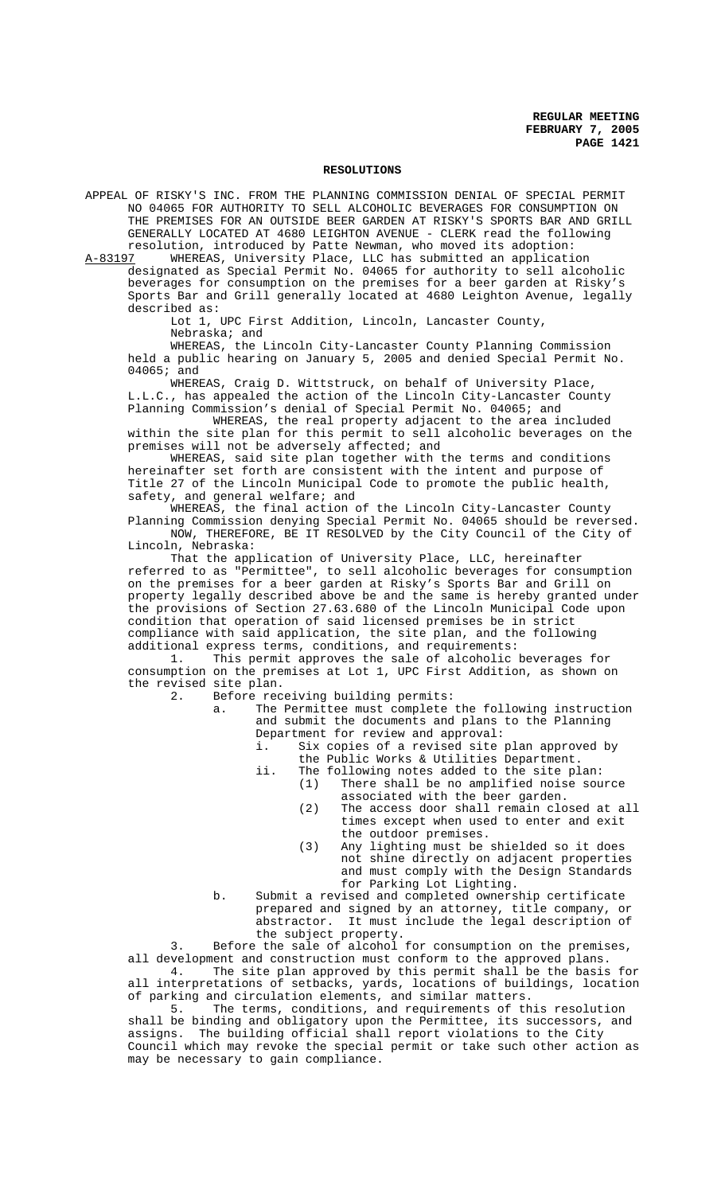## RESOLUTIONS

APPEAL OF RISKY'S INC. FROM THE PLANNING COMMISSION DENIAL OF SPECIAL PERMIT NO 04065 FOR AUTHORITY TO SELL ALCOHOLIC BEVERAGES FOR CONSUMPTION ON THE PREMISES FOR AN OUTSIDE BEER GARDEN AT RISKY'S SPORTS BAR AND GRILL GENERALLY LOCATED AT 4680 LEIGHTON AVENUE - CLERK read the following resolution, introduced by Patte Newman, who moved its adoption:

A-83197 WHEREAS, University Place, LLC has submitted an application designated as Special Permit No. 04065 for authority to sell alcoholic beverages for consumption on the premises for a beer garden at Risky's Sports Bar and Grill generally located at 4680 Leighton Avenue, legally described as:

Lot 1, UPC First Addition, Lincoln, Lancaster County, Nebraska; and

WHEREAS, the Lincoln City-Lancaster County Planning Commission held a public hearing on January 5, 2005 and denied Special Permit No. 04065; and

WHEREAS, Craig D. Wittstruck, on behalf of University Place, L.L.C., has appealed the action of the Lincoln City-Lancaster County Planning Commission's denial of Special Permit No. 04065; and

WHEREAS, the real property adjacent to the area included within the site plan for this permit to sell alcoholic beverages on the premises will not be adversely affected; and

WHEREAS, said site plan together with the terms and conditions hereinafter set forth are consistent with the intent and purpose of Title 27 of the Lincoln Municipal Code to promote the public health, safety, and general welfare; and

WHEREAS, the final action of the Lincoln City-Lancaster County Planning Commission denying Special Permit No. 04065 should be reversed.

NOW, THEREFORE, BE IT RESOLVED by the City Council of the City of Lincoln, Nebraska:

That the application of University Place, LLC, hereinafter referred to as "Permittee", to sell alcoholic beverages for consumption on the premises for a beer garden at Risky's Sports Bar and Grill on property legally described above be and the same is hereby granted under the provisions of Section 27.63.680 of the Lincoln Municipal Code upon condition that operation of said licensed premises be in strict compliance with said application, the site plan, and the following additional express terms, conditions, and requirements:

1. This permit approves the sale of alcoholic beverages for consumption on the premises at Lot 1, UPC First Addition, as shown on the revised site plan.
2. Before receiving building permits:
   a. The Permittee must complete the following instruction and submit the documents and plans to the Planning Department for review and approval:
      i. Six copies of a revised site plan approved by the Public Works & Utilities Department.
      ii. The following notes added to the site plan:
         (1) There shall be no amplified noise source associated with the beer garden.
         (2) The access door shall remain closed at all times except when used to enter and exit the outdoor premises.
         (3) Any lighting must be shielded so it does not shine directly on adjacent properties and must comply with the Design Standards for Parking Lot Lighting.
   b. Submit a revised and completed ownership certificate prepared and signed by an attorney, title company, or abstractor. It must include the legal description of the subject property.
3. Before the sale of alcohol for consumption on the premises, all development and construction must conform to the approved plans.
4. The site plan approved by this permit shall be the basis for all interpretations of setbacks, yards, locations of buildings, location of parking and circulation elements, and similar matters.
5. The terms, conditions, and requirements of this resolution shall be binding and obligatory upon the Permittee, its successors, and assigns. The building official shall report violations to the City Council which may revoke the special permit or take such other action as may be necessary to gain compliance.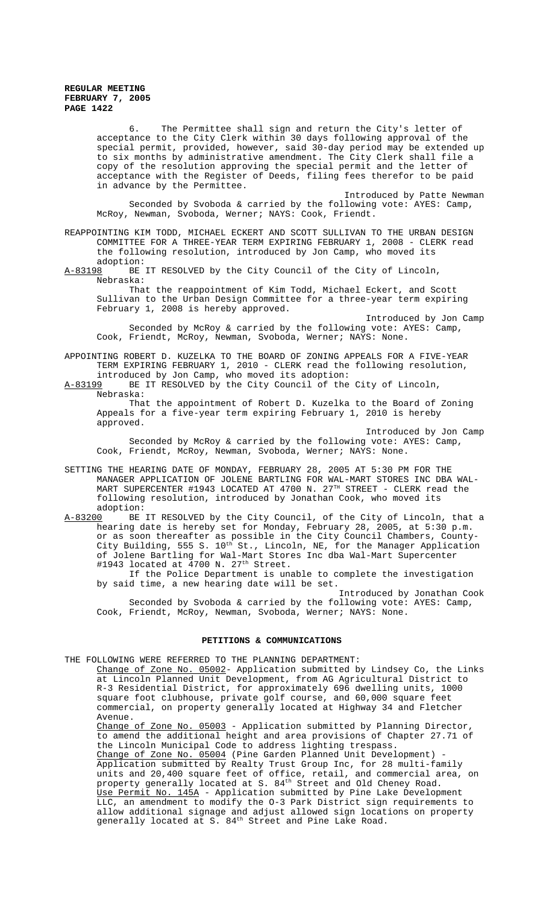6. The Permittee shall sign and return the City's letter of acceptance to the City Clerk within 30 days following approval of the special permit, provided, however, said 30-day period may be extended up to six months by administrative amendment. The City Clerk shall file a copy of the resolution approving the special permit and the letter of acceptance with the Register of Deeds, filing fees therefor to be paid in advance by the Permittee.

Introduced by Patte Newman

Seconded by Svoboda & carried by the following vote: AYES: Camp, McRoy, Newman, Svoboda, Werner; NAYS: Cook, Friendt.

REAPPOINTING KIM TODD, MICHAEL ECKERT AND SCOTT SULLIVAN TO THE URBAN DESIGN COMMITTEE FOR A THREE-YEAR TERM EXPIRING FEBRUARY 1, 2008 - CLERK read the following resolution, introduced by Jon Camp, who moved its adoption:

A-83198 BE IT RESOLVED by the City Council of the City of Lincoln, Nebraska:

That the reappointment of Kim Todd, Michael Eckert, and Scott Sullivan to the Urban Design Committee for a three-year term expiring February 1, 2008 is hereby approved.

Introduced by Jon Camp

Seconded by McRoy & carried by the following vote: AYES: Camp, Cook, Friendt, McRoy, Newman, Svoboda, Werner; NAYS: None.

APPOINTING ROBERT D. KUZELKA TO THE BOARD OF ZONING APPEALS FOR A FIVE-YEAR TERM EXPIRING FEBRUARY 1, 2010 - CLERK read the following resolution, introduced by Jon Camp, who moved its adoption:

A-83199 BE IT RESOLVED by the City Council of the City of Lincoln, Nebraska:

That the appointment of Robert D. Kuzelka to the Board of Zoning Appeals for a five-year term expiring February 1, 2010 is hereby approved.

Introduced by Jon Camp

Seconded by McRoy & carried by the following vote: AYES: Camp, Cook, Friendt, McRoy, Newman, Svoboda, Werner; NAYS: None.

SETTING THE HEARING DATE OF MONDAY, FEBRUARY 28, 2005 AT 5:30 PM FOR THE MANAGER APPLICATION OF JOLENE BARTLING FOR WAL-MART STORES INC DBA WAL-MART SUPERCENTER #1943 LOCATED AT 4700 N. 27TH STREET - CLERK read the following resolution, introduced by Jonathan Cook, who moved its adoption:

A-83200 BE IT RESOLVED by the City Council, of the City of Lincoln, that a hearing date is hereby set for Monday, February 28, 2005, at 5:30 p.m. or as soon thereafter as possible in the City Council Chambers, County-City Building, 555 S. 10th St., Lincoln, NE, for the Manager Application of Jolene Bartling for Wal-Mart Stores Inc dba Wal-Mart Supercenter #1943 located at 4700 N. 27th Street.

If the Police Department is unable to complete the investigation by said time, a new hearing date will be set.

Introduced by Jonathan Cook

Seconded by Svoboda & carried by the following vote: AYES: Camp, Cook, Friendt, McRoy, Newman, Svoboda, Werner; NAYS: None.

## PETITIONS & COMMUNICATIONS

THE FOLLOWING WERE REFERRED TO THE PLANNING DEPARTMENT:

Change of Zone No. 05002- Application submitted by Lindsey Co, the Links at Lincoln Planned Unit Development, from AG Agricultural District to R-3 Residential District, for approximately 696 dwelling units, 1000 square foot clubhouse, private golf course, and 60,000 square feet commercial, on property generally located at Highway 34 and Fletcher Avenue.

Change of Zone No. 05003 - Application submitted by Planning Director, to amend the additional height and area provisions of Chapter 27.71 of the Lincoln Municipal Code to address lighting trespass.

Change of Zone No. 05004 (Pine Garden Planned Unit Development) - Application submitted by Realty Trust Group Inc, for 28 multi-family units and 20,400 square feet of office, retail, and commercial area, on property generally located at S. 84th Street and Old Cheney Road.

Use Permit No. 145A - Application submitted by Pine Lake Development LLC, an amendment to modify the O-3 Park District sign requirements to allow additional signage and adjust allowed sign locations on property generally located at S. 84th Street and Pine Lake Road.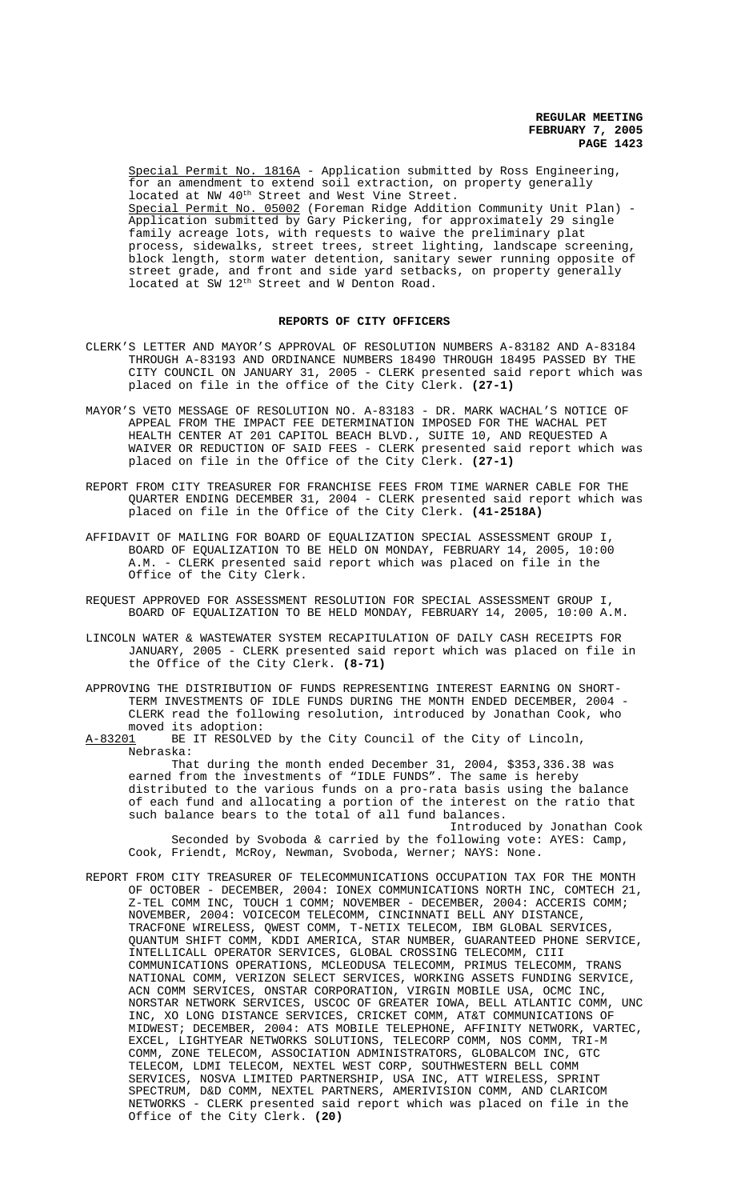Special Permit No. 1816A - Application submitted by Ross Engineering, for an amendment to extend soil extraction, on property generally located at NW 40th Street and West Vine Street.

Special Permit No. 05002 (Foreman Ridge Addition Community Unit Plan) - Application submitted by Gary Pickering, for approximately 29 single family acreage lots, with requests to waive the preliminary plat process, sidewalks, street trees, street lighting, landscape screening, block length, storm water detention, sanitary sewer running opposite of street grade, and front and side yard setbacks, on property generally located at SW 12th Street and W Denton Road.

## REPORTS OF CITY OFFICERS

CLERK'S LETTER AND MAYOR'S APPROVAL OF RESOLUTION NUMBERS A-83182 AND A-83184 THROUGH A-83193 AND ORDINANCE NUMBERS 18490 THROUGH 18495 PASSED BY THE CITY COUNCIL ON JANUARY 31, 2005 - CLERK presented said report which was placed on file in the office of the City Clerk. **(27-1)**

MAYOR'S VETO MESSAGE OF RESOLUTION NO. A-83183 - DR. MARK WACHAL'S NOTICE OF APPEAL FROM THE IMPACT FEE DETERMINATION IMPOSED FOR THE WACHAL PET HEALTH CENTER AT 201 CAPITOL BEACH BLVD., SUITE 10, AND REQUESTED A WAIVER OR REDUCTION OF SAID FEES - CLERK presented said report which was placed on file in the Office of the City Clerk. **(27-1)**

REPORT FROM CITY TREASURER FOR FRANCHISE FEES FROM TIME WARNER CABLE FOR THE QUARTER ENDING DECEMBER 31, 2004 - CLERK presented said report which was placed on file in the Office of the City Clerk. **(41-2518A)**

AFFIDAVIT OF MAILING FOR BOARD OF EQUALIZATION SPECIAL ASSESSMENT GROUP I, BOARD OF EQUALIZATION TO BE HELD ON MONDAY, FEBRUARY 14, 2005, 10:00 A.M. - CLERK presented said report which was placed on file in the Office of the City Clerk.

REQUEST APPROVED FOR ASSESSMENT RESOLUTION FOR SPECIAL ASSESSMENT GROUP I, BOARD OF EQUALIZATION TO BE HELD MONDAY, FEBRUARY 14, 2005, 10:00 A.M.

LINCOLN WATER & WASTEWATER SYSTEM RECAPITULATION OF DAILY CASH RECEIPTS FOR JANUARY, 2005 - CLERK presented said report which was placed on file in the Office of the City Clerk. **(8-71)**

APPROVING THE DISTRIBUTION OF FUNDS REPRESENTING INTEREST EARNING ON SHORT-TERM INVESTMENTS OF IDLE FUNDS DURING THE MONTH ENDED DECEMBER, 2004 - CLERK read the following resolution, introduced by Jonathan Cook, who moved its adoption:

A-83201 BE IT RESOLVED by the City Council of the City of Lincoln, Nebraska:

That during the month ended December 31, 2004, $353,336.38 was earned from the investments of "IDLE FUNDS". The same is hereby distributed to the various funds on a pro-rata basis using the balance of each fund and allocating a portion of the interest on the ratio that such balance bears to the total of all fund balances.

Introduced by Jonathan Cook

Seconded by Svoboda & carried by the following vote: AYES: Camp, Cook, Friendt, McRoy, Newman, Svoboda, Werner; NAYS: None.

REPORT FROM CITY TREASURER OF TELECOMMUNICATIONS OCCUPATION TAX FOR THE MONTH OF OCTOBER - DECEMBER, 2004: IONEX COMMUNICATIONS NORTH INC, COMTECH 21, Z-TEL COMM INC, TOUCH 1 COMM; NOVEMBER - DECEMBER, 2004: ACCERIS COMM; NOVEMBER, 2004: VOICECOM TELECOMM, CINCINNATI BELL ANY DISTANCE, TRACFONE WIRELESS, QWEST COMM, T-NETIX TELECOM, IBM GLOBAL SERVICES, QUANTUM SHIFT COMM, KDDI AMERICA, STAR NUMBER, GUARANTEED PHONE SERVICE, INTELLICALL OPERATOR SERVICES, GLOBAL CROSSING TELECOMM, CIII COMMUNICATIONS OPERATIONS, MCLEODUSA TELECOMM, PRIMUS TELECOMM, TRANS NATIONAL COMM, VERIZON SELECT SERVICES, WORKING ASSETS FUNDING SERVICE, ACN COMM SERVICES, ONSTAR CORPORATION, VIRGIN MOBILE USA, OCMC INC, NORSTAR NETWORK SERVICES, USCOC OF GREATER IOWA, BELL ATLANTIC COMM, UNC INC, XO LONG DISTANCE SERVICES, CRICKET COMM, AT&T COMMUNICATIONS OF MIDWEST; DECEMBER, 2004: ATS MOBILE TELEPHONE, AFFINITY NETWORK, VARTEC, EXCEL, LIGHTYEAR NETWORKS SOLUTIONS, TELECORP COMM, NOS COMM, TRI-M COMM, ZONE TELECOM, ASSOCIATION ADMINISTRATORS, GLOBALCOM INC, GTC TELECOM, LDMI TELECOM, NEXTEL WEST CORP, SOUTHWESTERN BELL COMM SERVICES, NOSVA LIMITED PARTNERSHIP, USA INC, ATT WIRELESS, SPRINT SPECTRUM, D&D COMM, NEXTEL PARTNERS, AMERIVISION COMM, AND CLARICOM NETWORKS - CLERK presented said report which was placed on file in the Office of the City Clerk. **(20)**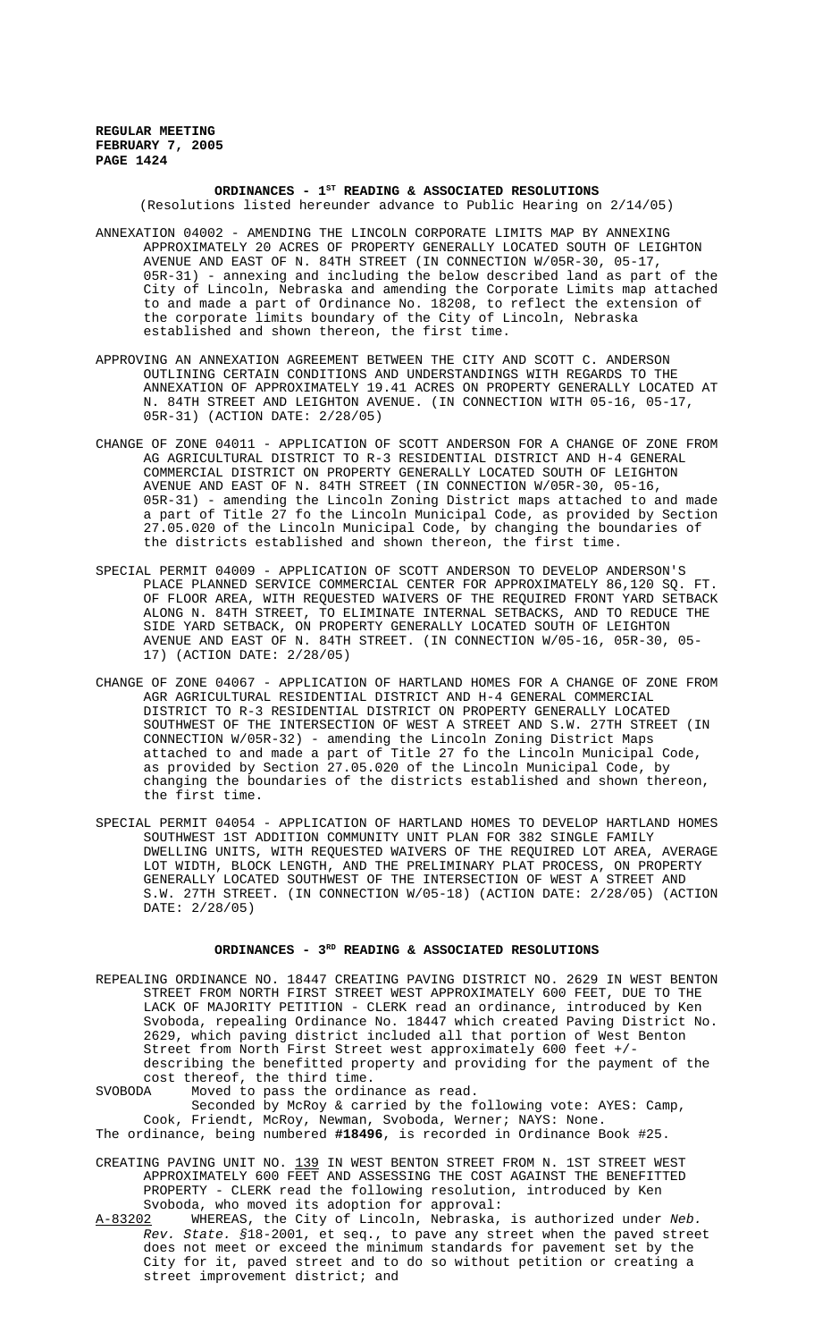**ORDINANCES - 1ST READING & ASSOCIATED RESOLUTIONS**
(Resolutions listed hereunder advance to Public Hearing on 2/14/05)

ANNEXATION 04002 - AMENDING THE LINCOLN CORPORATE LIMITS MAP BY ANNEXING APPROXIMATELY 20 ACRES OF PROPERTY GENERALLY LOCATED SOUTH OF LEIGHTON AVENUE AND EAST OF N. 84TH STREET (IN CONNECTION W/05R-30, 05-17, 05R-31) - annexing and including the below described land as part of the City of Lincoln, Nebraska and amending the Corporate Limits map attached to and made a part of Ordinance No. 18208, to reflect the extension of the corporate limits boundary of the City of Lincoln, Nebraska established and shown thereon, the first time.

APPROVING AN ANNEXATION AGREEMENT BETWEEN THE CITY AND SCOTT C. ANDERSON OUTLINING CERTAIN CONDITIONS AND UNDERSTANDINGS WITH REGARDS TO THE ANNEXATION OF APPROXIMATELY 19.41 ACRES ON PROPERTY GENERALLY LOCATED AT N. 84TH STREET AND LEIGHTON AVENUE. (IN CONNECTION WITH 05-16, 05-17, 05R-31) (ACTION DATE: 2/28/05)

CHANGE OF ZONE 04011 - APPLICATION OF SCOTT ANDERSON FOR A CHANGE OF ZONE FROM AG AGRICULTURAL DISTRICT TO R-3 RESIDENTIAL DISTRICT AND H-4 GENERAL COMMERCIAL DISTRICT ON PROPERTY GENERALLY LOCATED SOUTH OF LEIGHTON AVENUE AND EAST OF N. 84TH STREET (IN CONNECTION W/05R-30, 05-16, 05R-31) - amending the Lincoln Zoning District maps attached to and made a part of Title 27 fo the Lincoln Municipal Code, as provided by Section 27.05.020 of the Lincoln Municipal Code, by changing the boundaries of the districts established and shown thereon, the first time.

SPECIAL PERMIT 04009 - APPLICATION OF SCOTT ANDERSON TO DEVELOP ANDERSON'S PLACE PLANNED SERVICE COMMERCIAL CENTER FOR APPROXIMATELY 86,120 SQ. FT. OF FLOOR AREA, WITH REQUESTED WAIVERS OF THE REQUIRED FRONT YARD SETBACK ALONG N. 84TH STREET, TO ELIMINATE INTERNAL SETBACKS, AND TO REDUCE THE SIDE YARD SETBACK, ON PROPERTY GENERALLY LOCATED SOUTH OF LEIGHTON AVENUE AND EAST OF N. 84TH STREET. (IN CONNECTION W/05-16, 05R-30, 05-17) (ACTION DATE: 2/28/05)

CHANGE OF ZONE 04067 - APPLICATION OF HARTLAND HOMES FOR A CHANGE OF ZONE FROM AGR AGRICULTURAL RESIDENTIAL DISTRICT AND H-4 GENERAL COMMERCIAL DISTRICT TO R-3 RESIDENTIAL DISTRICT ON PROPERTY GENERALLY LOCATED SOUTHWEST OF THE INTERSECTION OF WEST A STREET AND S.W. 27TH STREET (IN CONNECTION W/05R-32) - amending the Lincoln Zoning District Maps attached to and made a part of Title 27 fo the Lincoln Municipal Code, as provided by Section 27.05.020 of the Lincoln Municipal Code, by changing the boundaries of the districts established and shown thereon, the first time.

SPECIAL PERMIT 04054 - APPLICATION OF HARTLAND HOMES TO DEVELOP HARTLAND HOMES SOUTHWEST 1ST ADDITION COMMUNITY UNIT PLAN FOR 382 SINGLE FAMILY DWELLING UNITS, WITH REQUESTED WAIVERS OF THE REQUIRED LOT AREA, AVERAGE LOT WIDTH, BLOCK LENGTH, AND THE PRELIMINARY PLAT PROCESS, ON PROPERTY GENERALLY LOCATED SOUTHWEST OF THE INTERSECTION OF WEST A STREET AND S.W. 27TH STREET. (IN CONNECTION W/05-18) (ACTION DATE: 2/28/05) (ACTION DATE: 2/28/05)

**ORDINANCES - 3RD READING & ASSOCIATED RESOLUTIONS**

REPEALING ORDINANCE NO. 18447 CREATING PAVING DISTRICT NO. 2629 IN WEST BENTON STREET FROM NORTH FIRST STREET WEST APPROXIMATELY 600 FEET, DUE TO THE LACK OF MAJORITY PETITION - CLERK read an ordinance, introduced by Ken Svoboda, repealing Ordinance No. 18447 which created Paving District No. 2629, which paving district included all that portion of West Benton Street from North First Street west approximately 600 feet +/- describing the benefitted property and providing for the payment of the cost thereof, the third time.

SVOBODA Moved to pass the ordinance as read.

Seconded by McRoy & carried by the following vote: AYES: Camp, Cook, Friendt, McRoy, Newman, Svoboda, Werner; NAYS: None.

The ordinance, being numbered **#18496**, is recorded in Ordinance Book #25.

CREATING PAVING UNIT NO. 139 IN WEST BENTON STREET FROM N. 1ST STREET WEST APPROXIMATELY 600 FEET AND ASSESSING THE COST AGAINST THE BENEFITTED PROPERTY - CLERK read the following resolution, introduced by Ken Svoboda, who moved its adoption for approval:

A-83202 WHEREAS, the City of Lincoln, Nebraska, is authorized under *Neb. Rev. State.* §18-2001, et seq., to pave any street when the paved street does not meet or exceed the minimum standards for pavement set by the City for it, paved street and to do so without petition or creating a street improvement district; and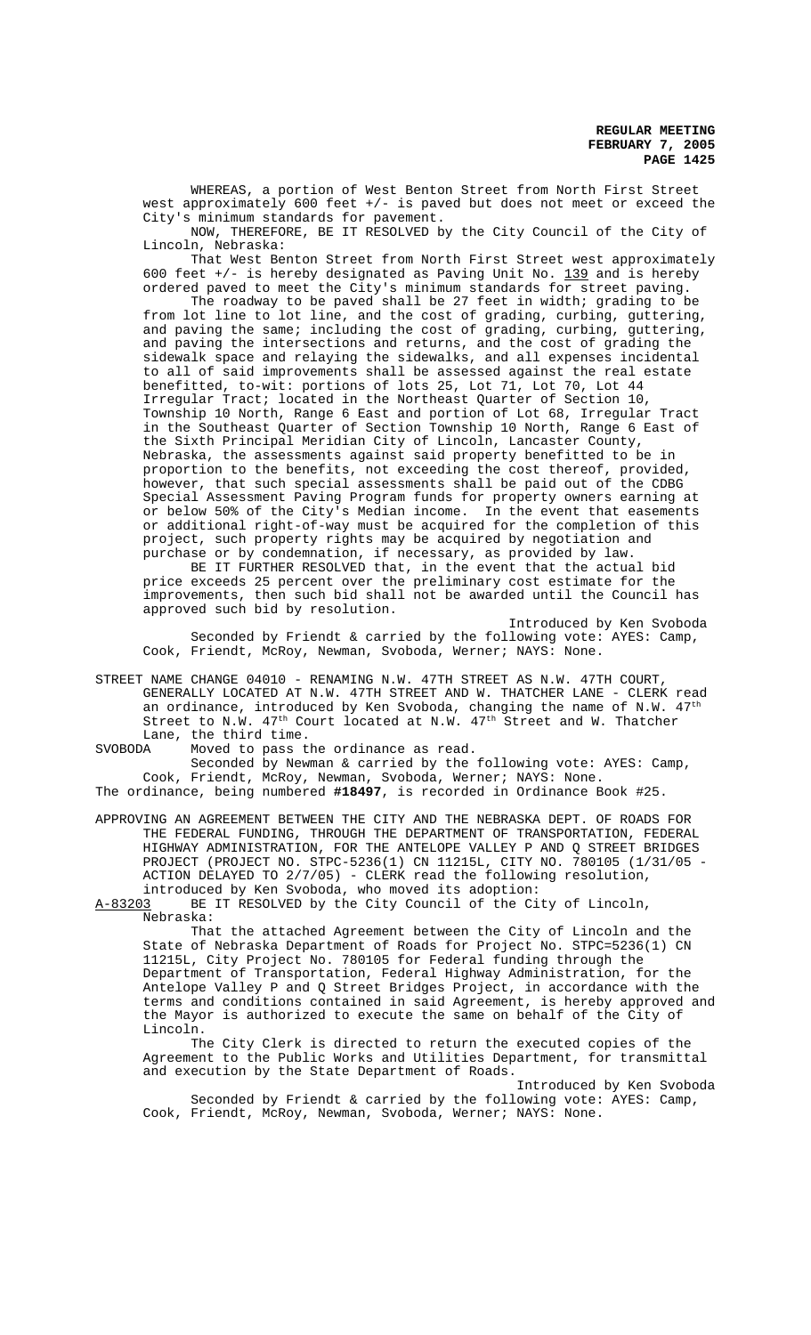WHEREAS, a portion of West Benton Street from North First Street west approximately 600 feet +/- is paved but does not meet or exceed the City's minimum standards for pavement.

NOW, THEREFORE, BE IT RESOLVED by the City Council of the City of Lincoln, Nebraska:

That West Benton Street from North First Street west approximately 600 feet +/- is hereby designated as Paving Unit No. 139 and is hereby ordered paved to meet the City's minimum standards for street paving.

The roadway to be paved shall be 27 feet in width; grading to be from lot line to lot line, and the cost of grading, curbing, guttering, and paving the same; including the cost of grading, curbing, guttering, and paving the intersections and returns, and the cost of grading the sidewalk space and relaying the sidewalks, and all expenses incidental to all of said improvements shall be assessed against the real estate benefitted, to-wit: portions of lots 25, Lot 71, Lot 70, Lot 44 Irregular Tract; located in the Northeast Quarter of Section 10, Township 10 North, Range 6 East and portion of Lot 68, Irregular Tract in the Southeast Quarter of Section Township 10 North, Range 6 East of the Sixth Principal Meridian City of Lincoln, Lancaster County, Nebraska, the assessments against said property benefitted to be in proportion to the benefits, not exceeding the cost thereof, provided, however, that such special assessments shall be paid out of the CDBG Special Assessment Paving Program funds for property owners earning at or below 50% of the City's Median income. In the event that easements or additional right-of-way must be acquired for the completion of this project, such property rights may be acquired by negotiation and purchase or by condemnation, if necessary, as provided by law.

BE IT FURTHER RESOLVED that, in the event that the actual bid price exceeds 25 percent over the preliminary cost estimate for the improvements, then such bid shall not be awarded until the Council has approved such bid by resolution.

Introduced by Ken Svoboda

Seconded by Friendt & carried by the following vote: AYES: Camp, Cook, Friendt, McRoy, Newman, Svoboda, Werner; NAYS: None.

STREET NAME CHANGE 04010 - RENAMING N.W. 47TH STREET AS N.W. 47TH COURT, GENERALLY LOCATED AT N.W. 47TH STREET AND W. THATCHER LANE - CLERK read an ordinance, introduced by Ken Svoboda, changing the name of N.W. 47th Street to N.W. 47th Court located at N.W. 47th Street and W. Thatcher Lane, the third time.

SVOBODA Moved to pass the ordinance as read.

Seconded by Newman & carried by the following vote: AYES: Camp, Cook, Friendt, McRoy, Newman, Svoboda, Werner; NAYS: None.

The ordinance, being numbered **#18497**, is recorded in Ordinance Book #25.

APPROVING AN AGREEMENT BETWEEN THE CITY AND THE NEBRASKA DEPT. OF ROADS FOR THE FEDERAL FUNDING, THROUGH THE DEPARTMENT OF TRANSPORTATION, FEDERAL HIGHWAY ADMINISTRATION, FOR THE ANTELOPE VALLEY P AND Q STREET BRIDGES PROJECT (PROJECT NO. STPC-5236(1) CN 11215L, CITY NO. 780105 (1/31/05 - ACTION DELAYED TO 2/7/05) - CLERK read the following resolution, introduced by Ken Svoboda, who moved its adoption:

A-83203 BE IT RESOLVED by the City Council of the City of Lincoln, Nebraska:

That the attached Agreement between the City of Lincoln and the State of Nebraska Department of Roads for Project No. STPC=5236(1) CN 11215L, City Project No. 780105 for Federal funding through the Department of Transportation, Federal Highway Administration, for the Antelope Valley P and Q Street Bridges Project, in accordance with the terms and conditions contained in said Agreement, is hereby approved and the Mayor is authorized to execute the same on behalf of the City of Lincoln.

The City Clerk is directed to return the executed copies of the Agreement to the Public Works and Utilities Department, for transmittal and execution by the State Department of Roads.

Introduced by Ken Svoboda

Seconded by Friendt & carried by the following vote: AYES: Camp, Cook, Friendt, McRoy, Newman, Svoboda, Werner; NAYS: None.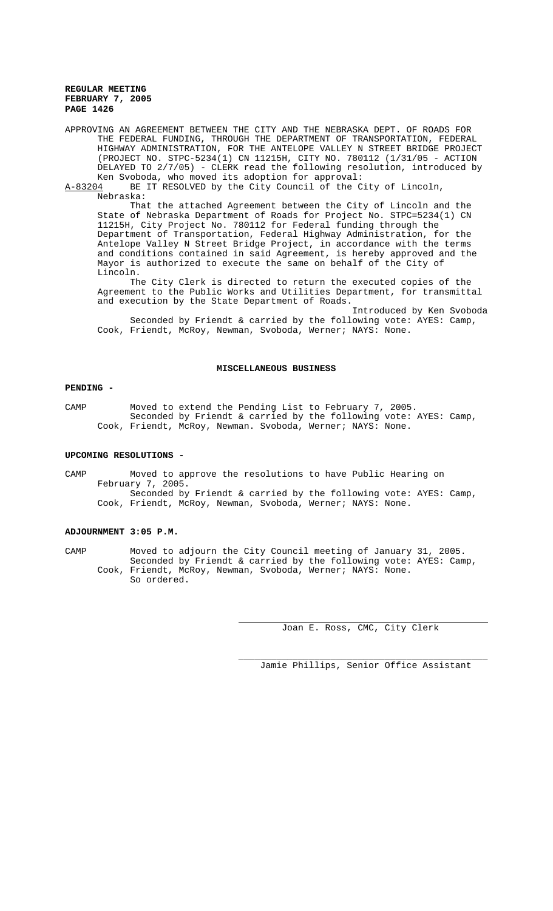APPROVING AN AGREEMENT BETWEEN THE CITY AND THE NEBRASKA DEPT. OF ROADS FOR THE FEDERAL FUNDING, THROUGH THE DEPARTMENT OF TRANSPORTATION, FEDERAL HIGHWAY ADMINISTRATION, FOR THE ANTELOPE VALLEY N STREET BRIDGE PROJECT (PROJECT NO. STPC-5234(1) CN 11215H, CITY NO. 780112 (1/31/05 - ACTION DELAYED TO 2/7/05) - CLERK read the following resolution, introduced by Ken Svoboda, who moved its adoption for approval:

A-83204 BE IT RESOLVED by the City Council of the City of Lincoln, Nebraska:

That the attached Agreement between the City of Lincoln and the State of Nebraska Department of Roads for Project No. STPC=5234(1) CN 11215H, City Project No. 780112 for Federal funding through the Department of Transportation, Federal Highway Administration, for the Antelope Valley N Street Bridge Project, in accordance with the terms and conditions contained in said Agreement, is hereby approved and the Mayor is authorized to execute the same on behalf of the City of Lincoln.

The City Clerk is directed to return the executed copies of the Agreement to the Public Works and Utilities Department, for transmittal and execution by the State Department of Roads.

Introduced by Ken Svoboda

Seconded by Friendt & carried by the following vote: AYES: Camp, Cook, Friendt, McRoy, Newman, Svoboda, Werner; NAYS: None.

## MISCELLANEOUS BUSINESS

**PENDING -**

CAMP Moved to extend the Pending List to February 7, 2005.
Seconded by Friendt & carried by the following vote: AYES: Camp, Cook, Friendt, McRoy, Newman. Svoboda, Werner; NAYS: None.

**UPCOMING RESOLUTIONS -**

CAMP Moved to approve the resolutions to have Public Hearing on February 7, 2005.
Seconded by Friendt & carried by the following vote: AYES: Camp, Cook, Friendt, McRoy, Newman, Svoboda, Werner; NAYS: None.

**ADJOURNMENT 3:05 P.M.**

CAMP Moved to adjourn the City Council meeting of January 31, 2005.
Seconded by Friendt & carried by the following vote: AYES: Camp, Cook, Friendt, McRoy, Newman, Svoboda, Werner; NAYS: None.
So ordered.

Joan E. Ross, CMC, City Clerk

Jamie Phillips, Senior Office Assistant